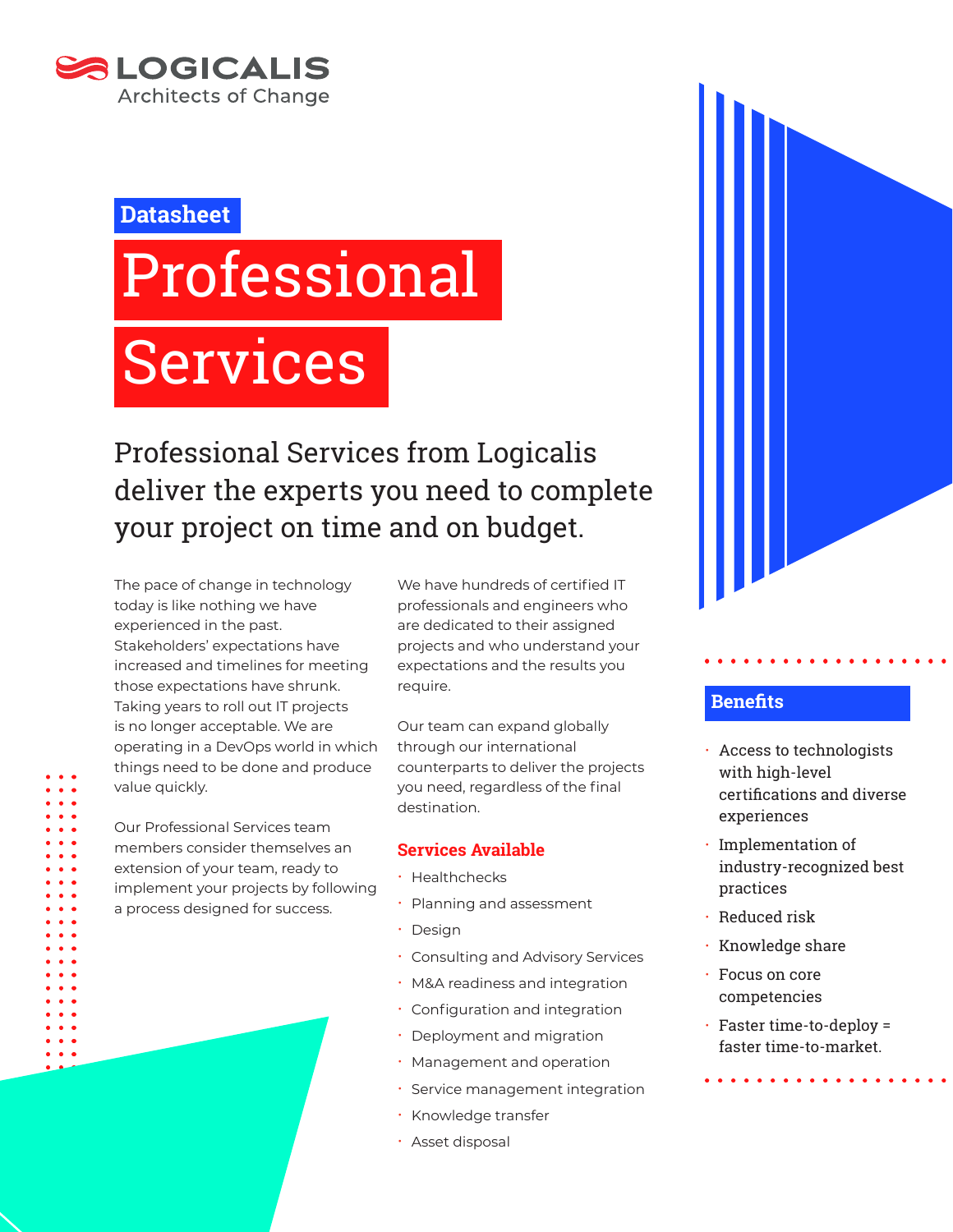LOGICALIS
Architects of Change

Datasheet

# Professional Services

## Professional Services from Logicalis deliver the experts you need to complete your project on time and on budget.

The pace of change in technology today is like nothing we have experienced in the past. Stakeholders' expectations have increased and timelines for meeting those expectations have shrunk. Taking years to roll out IT projects is no longer acceptable. We are operating in a DevOps world in which things need to be done and produce value quickly.

Our Professional Services team members consider themselves an extension of your team, ready to implement your projects by following a process designed for success.

We have hundreds of certified IT professionals and engineers who are dedicated to their assigned projects and who understand your expectations and the results you require.

Our team can expand globally through our international counterparts to deliver the projects you need, regardless of the final destination.

### Services Available

- Healthchecks
- Planning and assessment
- Design
- Consulting and Advisory Services
- M&A readiness and integration
- Configuration and integration
- Deployment and migration
- Management and operation
- Service management integration
- Knowledge transfer
- Asset disposal

### Benefits

- Access to technologists with high-level certifications and diverse experiences
- Implementation of industry-recognized best practices
- Reduced risk
- Knowledge share
- Focus on core competencies
- Faster time-to-deploy = faster time-to-market.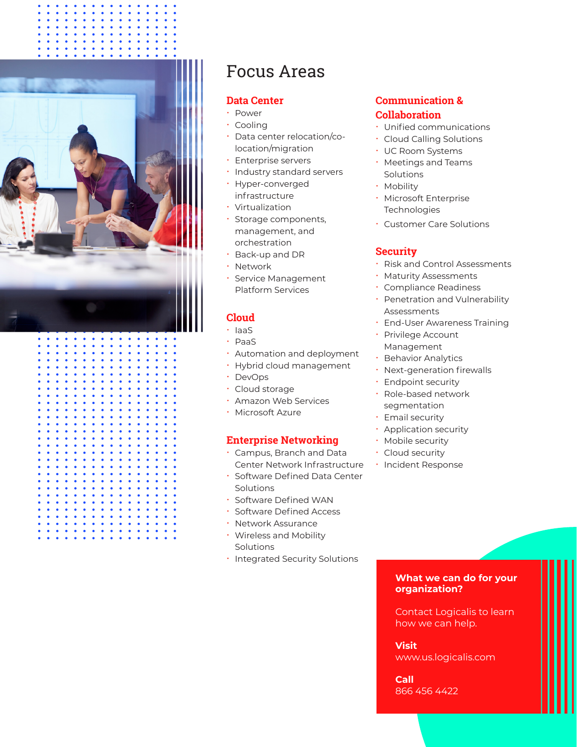# Focus Areas

## Data Center

- Power
- Cooling
- Data center relocation/co-location/migration
- Enterprise servers
- Industry standard servers
- Hyper-converged infrastructure
- Virtualization
- Storage components, management, and orchestration
- Back-up and DR
- Network
- Service Management Platform Services

## Cloud

- IaaS
- PaaS
- Automation and deployment
- Hybrid cloud management
- DevOps
- Cloud storage
- Amazon Web Services
- Microsoft Azure

## Enterprise Networking

- Campus, Branch and Data Center Network Infrastructure
- Software Defined Data Center Solutions
- Software Defined WAN
- Software Defined Access
- Network Assurance
- Wireless and Mobility Solutions
- Integrated Security Solutions

## Communication & Collaboration

- Unified communications
- Cloud Calling Solutions
- UC Room Systems
- Meetings and Teams Solutions
- Mobility
- Microsoft Enterprise Technologies
- Customer Care Solutions

## Security

- Risk and Control Assessments
- Maturity Assessments
- Compliance Readiness
- Penetration and Vulnerability Assessments
- End-User Awareness Training
- Privilege Account Management
- Behavior Analytics
- Next-generation firewalls
- Endpoint security
- Role-based network segmentation
- Email security
- Application security
- Mobile security
- Cloud security
- Incident Response

**What we can do for your organization?**

Contact Logicalis to learn how we can help.

**Visit**
www.us.logicalis.com

**Call**
866 456 4422